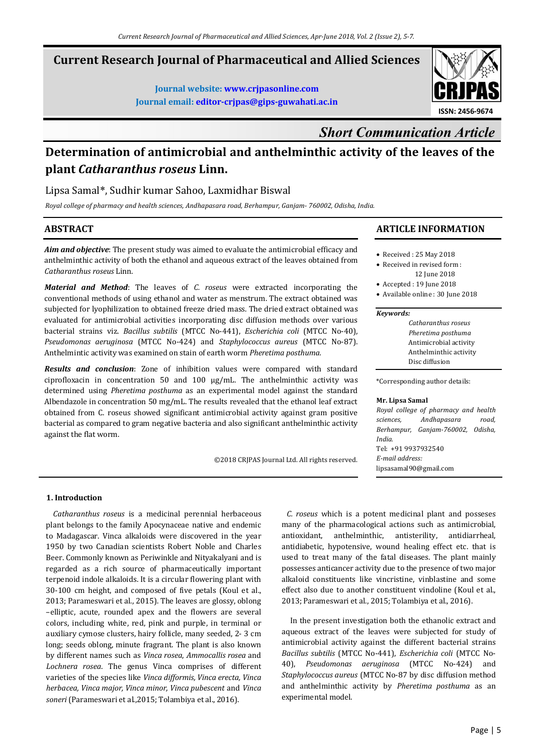# Current Research Journal of Pharmaceutical and Allied Sciences

**Journal website: www.crjpasonline.com**
**Journal email: editor-crjpas@gips-guwahati.ac.in**

ISSN: 2456-9674

*Short Communication Article*

# Determination of antimicrobial and anthelminthic activity of the leaves of the plant *Catharanthus roseus* Linn.

Lipsa Samal*, Sudhir kumar Sahoo, Laxmidhar Biswal

*Royal college of pharmacy and health sciences, Andhapasara road, Berhampur, Ganjam- 760002, Odisha, India.*

## ABSTRACT

***Aim and objective***: The present study was aimed to evaluate the antimicrobial efficacy and anthelminthic activity of both the ethanol and aqueous extract of the leaves obtained from *Catharanthus roseus* Linn.

***Material and Method***: The leaves of *C. roseus* were extracted incorporating the conventional methods of using ethanol and water as menstrum. The extract obtained was subjected for lyophilization to obtained freeze dried mass. The dried extract obtained was evaluated for antimicrobial activities incorporating disc diffusion methods over various bacterial strains viz. *Bacillus subtilis* (MTCC No-441), *Escherichia coli* (MTCC No-40), *Pseudomonas aeruginosa* (MTCC No-424) and *Staphylococcus aureus* (MTCC No-87). Anthelmintic activity was examined on stain of earth worm *Pheretima posthuma.*

***Results and conclusion***: Zone of inhibition values were compared with standard ciprofloxacin in concentration 50 and 100 µg/mL. The anthelminthic activity was determined using *Pheretima posthuma* as an experimental model against the standard Albendazole in concentration 50 mg/mL. The results revealed that the ethanol leaf extract obtained from C. roseus showed significant antimicrobial activity against gram positive bacterial as compared to gram negative bacteria and also significant anthelminthic activity against the flat worm.

©2018 CRJPAS Journal Ltd. All rights reserved.

## ARTICLE INFORMATION

- Received : 25 May 2018
- Received in revised form : 12 June 2018
- Accepted : 19 June 2018
- Available online : 30 June 2018

***Keywords:***
*Catharanthus roseus*
*Pheretima posthuma*
Antimicrobial activity
Anthelminthic activity
Disc diffusion

*Corresponding author details:

**Mr. Lipsa Samal**
*Royal college of pharmacy and health sciences, Andhapasara road, Berhampur, Ganjam-760002, Odisha, India.*
Tel: +91 9937932540
*E-mail address:*
lipsasamal90@gmail.com

### 1. Introduction

*Catharanthus roseus* is a medicinal perennial herbaceous plant belongs to the family Apocynaceae native and endemic to Madagascar. Vinca alkaloids were discovered in the year 1950 by two Canadian scientists Robert Noble and Charles Beer. Commonly known as Periwinkle and Nityakalyani and is regarded as a rich source of pharmaceutically important terpenoid indole alkaloids. It is a circular flowering plant with 30-100 cm height, and composed of five petals (Koul et al., 2013; Parameswari et al., 2015). The leaves are glossy, oblong –elliptic, acute, rounded apex and the flowers are several colors, including white, red, pink and purple, in terminal or auxiliary cymose clusters, hairy follicle, many seeded, 2- 3 cm long; seeds oblong, minute fragrant. The plant is also known by different names such as *Vinca rosea*, *Ammocallis rosea* and *Lochnera rosea*. The genus Vinca comprises of different varieties of the species like *Vinca difformis, Vinca erecta, Vinca herbacea, Vinca major, Vinca minor, Vinca pubescent* and *Vinca soneri* (Parameswari et al.,2015; Tolambiya et al., 2016).

*C. roseus* which is a potent medicinal plant and posseses many of the pharmacological actions such as antimicrobial, antioxidant, anthelminthic, antisterility, antidiarrheal, antidiabetic, hypotensive, wound healing effect etc. that is used to treat many of the fatal diseases. The plant mainly possesses anticancer activity due to the presence of two major alkaloid constituents like vincristine, vinblastine and some effect also due to another constituent vindoline (Koul et al., 2013; Parameswari et al., 2015; Tolambiya et al., 2016).

In the present investigation both the ethanolic extract and aqueous extract of the leaves were subjected for study of antimicrobial activity against the different bacterial strains *Bacillus subtilis* (MTCC No-441), *Escherichia coli* (MTCC No-40), *Pseudomonas aeruginosa* (MTCC No-424) and *Staphylococcus aureus* (MTCC No-87 by disc diffusion method and anthelminthic activity by *Pheretima posthuma* as an experimental model.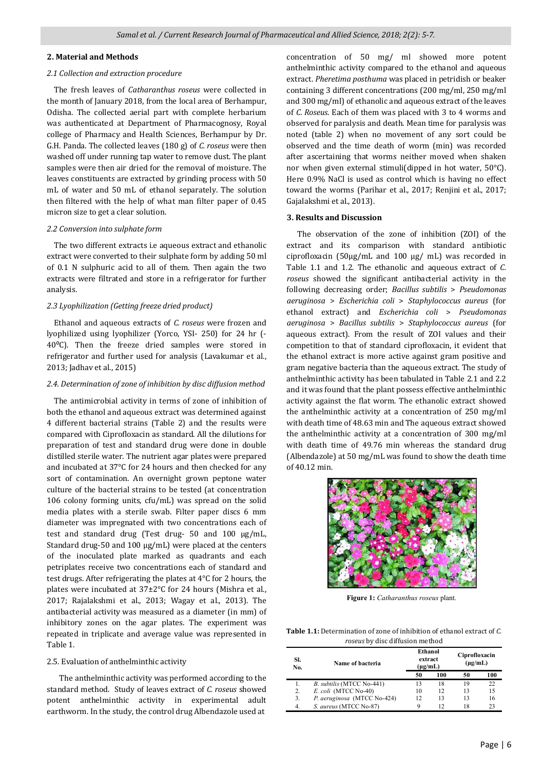## 2. Material and Methods

### *2.1 Collection and extraction procedure*

The fresh leaves of *Catharanthus roseus* were collected in the month of January 2018, from the local area of Berhampur, Odisha. The collected aerial part with complete herbarium was authenticated at Department of Pharmacognosy, Royal college of Pharmacy and Health Sciences, Berhampur by Dr. G.H. Panda. The collected leaves (180 g) of *C. roseus* were then washed off under running tap water to remove dust. The plant samples were then air dried for the removal of moisture. The leaves constituents are extracted by grinding process with 50 mL of water and 50 mL of ethanol separately. The solution then filtered with the help of what man filter paper of 0.45 micron size to get a clear solution.

### *2.2 Conversion into sulphate form*

The two different extracts i.e aqueous extract and ethanolic extract were converted to their sulphate form by adding 50 ml of 0.1 N sulphuric acid to all of them. Then again the two extracts were filtrated and store in a refrigerator for further analysis.

### *2.3 Lyophilization (Getting freeze dried product)*

Ethanol and aqueous extracts of *C. roseus* were frozen and lyophilized using lyophilizer (Yorco, YSI- 250) for 24 hr (-40°C). Then the freeze dried samples were stored in refrigerator and further used for analysis (Lavakumar et al., 2013; Jadhav et al., 2015)

### *2.4. Determination of zone of inhibition by disc diffusion method*

The antimicrobial activity in terms of zone of inhibition of both the ethanol and aqueous extract was determined against 4 different bacterial strains (Table 2) and the results were compared with Ciprofloxacin as standard. All the dilutions for preparation of test and standard drug were done in double distilled sterile water. The nutrient agar plates were prepared and incubated at 37°C for 24 hours and then checked for any sort of contamination. An overnight grown peptone water culture of the bacterial strains to be tested (at concentration 106 colony forming units, cfu/mL) was spread on the solid media plates with a sterile swab. Filter paper discs 6 mm diameter was impregnated with two concentrations each of test and standard drug (Test drug- 50 and 100 µg/mL, Standard drug-50 and 100 µg/mL) were placed at the centers of the inoculated plate marked as quadrants and each petriplates receive two concentrations each of standard and test drugs. After refrigerating the plates at 4°C for 2 hours, the plates were incubated at 37±2°C for 24 hours (Mishra et al., 2017; Rajalakshmi et al., 2013; Wagay et al., 2013). The antibacterial activity was measured as a diameter (in mm) of inhibitory zones on the agar plates. The experiment was repeated in triplicate and average value was represented in Table 1.

### 2.5. Evaluation of anthelminthic activity

The anthelminthic activity was performed according to the standard method. Study of leaves extract of *C. roseus* showed potent anthelminthic activity in experimental adult earthworm. In the study, the control drug Albendazole used at concentration of 50 mg/ ml showed more potent anthelminthic activity compared to the ethanol and aqueous extract. *Pheretima posthuma* was placed in petridish or beaker containing 3 different concentrations (200 mg/ml, 250 mg/ml and 300 mg/ml) of ethanolic and aqueous extract of the leaves of *C. Roseus*. Each of them was placed with 3 to 4 worms and observed for paralysis and death. Mean time for paralysis was noted (table 2) when no movement of any sort could be observed and the time death of worm (min) was recorded after ascertaining that worms neither moved when shaken nor when given external stimuli(dipped in hot water, 50°C). Here 0.9% NaCl is used as control which is having no effect toward the worms (Parihar et al., 2017; Renjini et al., 2017; Gajalakshmi et al., 2013).

## 3. Results and Discussion

The observation of the zone of inhibition (ZOI) of the extract and its comparison with standard antibiotic ciprofloxacin (50µg/mL and 100 µg/ mL) was recorded in Table 1.1 and 1.2. The ethanolic and aqueous extract of *C. roseus* showed the significant antibacterial activity in the following decreasing order; *Bacillus subtilis* > *Pseudomonas aeruginosa* > *Escherichia coli* > *Staphylococcus aureus* (for ethanol extract) and *Escherichia coli* > *Pseudomonas aeruginosa* > *Bacillus subtilis* > *Staphylococcus aureus* (for aqueous extract). From the result of ZOI values and their competition to that of standard ciprofloxacin, it evident that the ethanol extract is more active against gram positive and gram negative bacteria than the aqueous extract. The study of anthelminthic activity has been tabulated in Table 2.1 and 2.2 and it was found that the plant possess effective anthelminthic activity against the flat worm. The ethanolic extract showed the anthelminthic activity at a concentration of 250 mg/ml with death time of 48.63 min and The aqueous extract showed the anthelminthic activity at a concentration of 300 mg/ml with death time of 49.76 min whereas the standard drug (Albendazole) at 50 mg/mL was found to show the death time of 40.12 min.

**Figure 1:** *Catharanthus roseus* plant.

**Table 1.1:** Determination of zone of inhibition of ethanol extract of *C. roseus* by disc diffusion method

| Sl. No. | Name of bacteria | Ethanol extract (µg/mL) | | Ciprofloxacin (µg/mL) | |
|---|---|---|---|---|---|
| | | 50 | 100 | 50 | 100 |
| 1. | *B. subtilis* (MTCC No-441) | 13 | 18 | 19 | 22 |
| 2. | *E. coli* (MTCC No-40) | 10 | 12 | 13 | 15 |
| 3. | *P. aeruginosa* (MTCC No-424) | 12 | 13 | 13 | 16 |
| 4. | *S. aureus* (MTCC No-87) | 9 | 12 | 18 | 23 |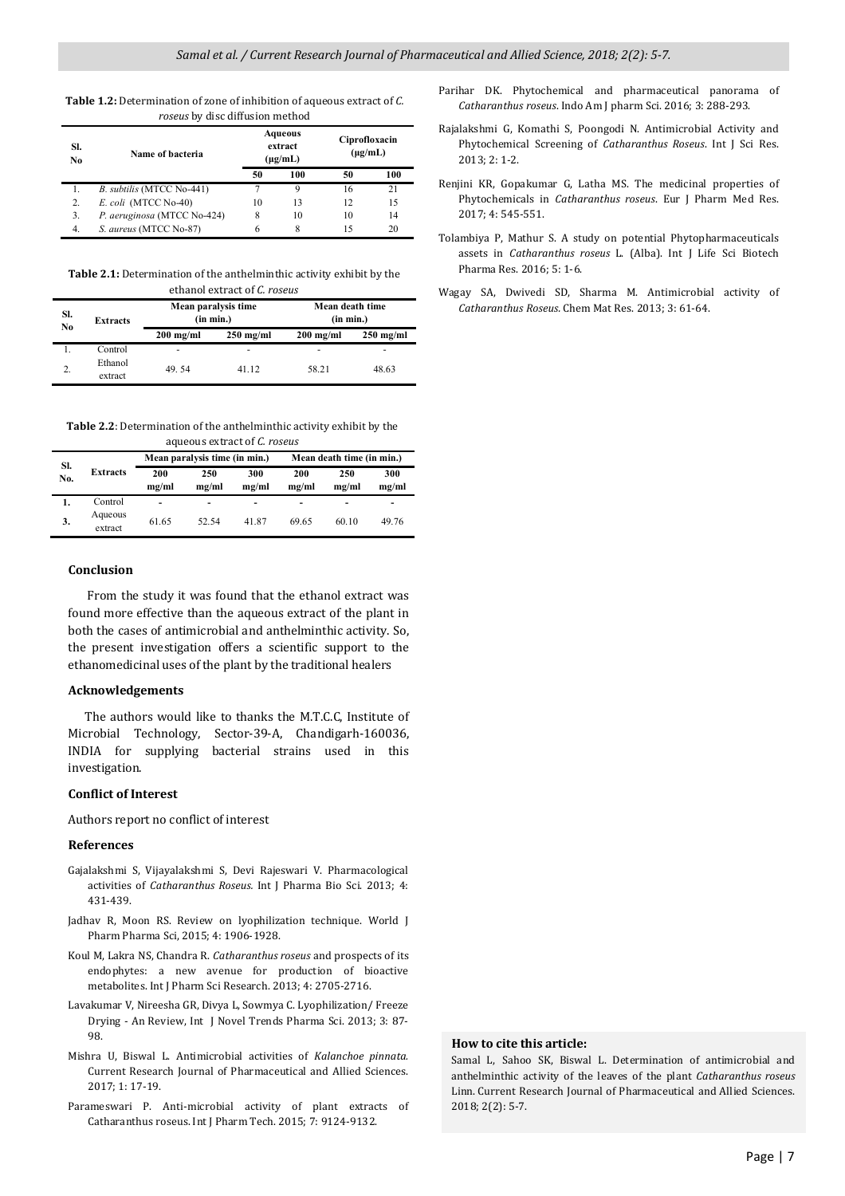**Table 1.2:** Determination of zone of inhibition of aqueous extract of *C. roseus* by disc diffusion method

| Sl. No | Name of bacteria | Aqueous extract (μg/mL) | | Ciprofloxacin (μg/mL) | |
|---|---|---|---|---|---|
| | | 50 | 100 | 50 | 100 |
| 1. | *B. subtilis* (MTCC No-441) | 7 | 9 | 16 | 21 |
| 2. | *E. coli* (MTCC No-40) | 10 | 13 | 12 | 15 |
| 3. | *P. aeruginosa* (MTCC No-424) | 8 | 10 | 10 | 14 |
| 4. | *S. aureus* (MTCC No-87) | 6 | 8 | 15 | 20 |

**Table 2.1:** Determination of the anthelminthic activity exhibit by the ethanol extract of *C. roseus*

| Sl. No | Extracts | Mean paralysis time (in min.) | | Mean death time (in min.) | |
|---|---|---|---|---|---|
| | | 200 mg/ml | 250 mg/ml | 200 mg/ml | 250 mg/ml |
| 1. | Control | - | - | - | - |
| 2. | Ethanol extract | 49. 54 | 41.12 | 58.21 | 48.63 |

**Table 2.2**: Determination of the anthelminthic activity exhibit by the aqueous extract of *C. roseus*

| Sl. No. | Extracts | Mean paralysis time (in min.) | | | Mean death time (in min.) | | |
|---|---|---|---|---|---|---|---|
| | | 200 mg/ml | 250 mg/ml | 300 mg/ml | 200 mg/ml | 250 mg/ml | 300 mg/ml |
| **1.** | Control | - | - | - | - | - | - |
| **3.** | Aqueous extract | 61.65 | 52.54 | 41.87 | 69.65 | 60.10 | 49.76 |

### Conclusion

From the study it was found that the ethanol extract was found more effective than the aqueous extract of the plant in both the cases of antimicrobial and anthelminthic activity. So, the present investigation offers a scientific support to the ethanomedicinal uses of the plant by the traditional healers

### Acknowledgements

The authors would like to thanks the M.T.C.C, Institute of Microbial Technology, Sector-39-A, Chandigarh-160036, INDIA for supplying bacterial strains used in this investigation.

### Conflict of Interest

Authors report no conflict of interest

### References

- Gajalakshmi S, Vijayalakshmi S, Devi Rajeswari V. Pharmacological activities of *Catharanthus Roseus.* Int J Pharma Bio Sci. 2013; 4: 431-439.
- Jadhav R, Moon RS. Review on lyophilization technique. World J Pharm Pharma Sci, 2015; 4: 1906-1928.
- Koul M, Lakra NS, Chandra R. *Catharanthus roseus* and prospects of its endophytes: a new avenue for production of bioactive metabolites. Int J Pharm Sci Research. 2013; 4: 2705-2716.
- Lavakumar V, Nireesha GR, Divya L, Sowmya C. Lyophilization/ Freeze Drying - An Review, Int J Novel Trends Pharma Sci. 2013; 3: 87-98.
- Mishra U, Biswal L. Antimicrobial activities of *Kalanchoe pinnata.* Current Research Journal of Pharmaceutical and Allied Sciences. 2017; 1: 17-19.
- Parameswari P. Anti-microbial activity of plant extracts of Catharanthus roseus. Int J Pharm Tech. 2015; 7: 9124-9132.
- Parihar DK. Phytochemical and pharmaceutical panorama of *Catharanthus roseus*. Indo Am J pharm Sci. 2016; 3: 288-293.
- Rajalakshmi G, Komathi S, Poongodi N. Antimicrobial Activity and Phytochemical Screening of *Catharanthus Roseus*. Int J Sci Res. 2013; 2: 1-2.
- Renjini KR, Gopakumar G, Latha MS. The medicinal properties of Phytochemicals in *Catharanthus roseus*. Eur J Pharm Med Res. 2017; 4: 545-551.
- Tolambiya P, Mathur S. A study on potential Phytopharmaceuticals assets in *Catharanthus roseus* L. (Alba). Int J Life Sci Biotech Pharma Res. 2016; 5: 1-6.
- Wagay SA, Dwivedi SD, Sharma M. Antimicrobial activity of *Catharanthus Roseus.* Chem Mat Res. 2013; 3: 61-64.

**How to cite this article:**

Samal L, Sahoo SK, Biswal L. Determination of antimicrobial and anthelminthic activity of the leaves of the plant *Catharanthus roseus* Linn. Current Research Journal of Pharmaceutical and Allied Sciences. 2018; 2(2): 5-7.